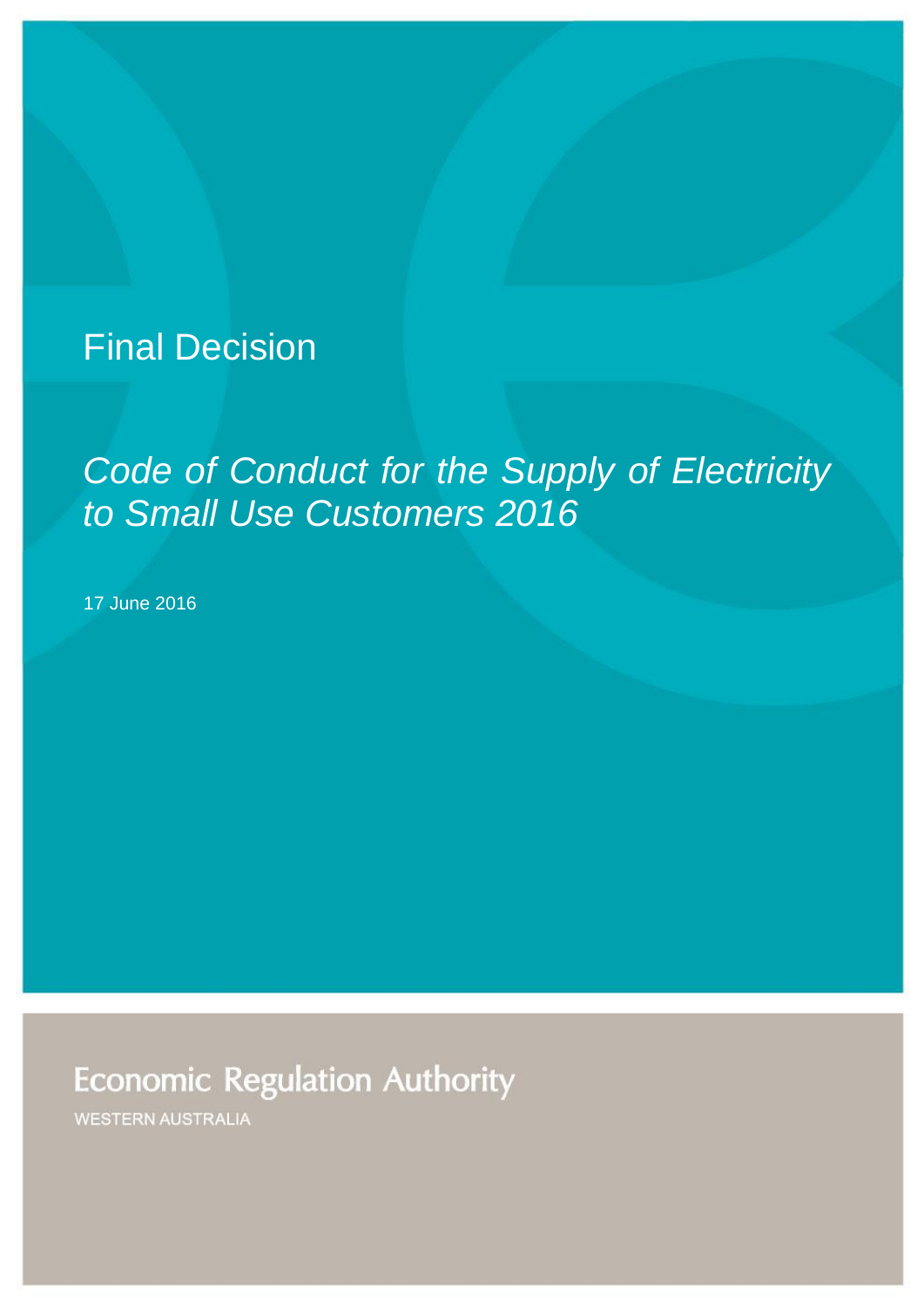# Final Decision

## *Code of Conduct for the Supply of Electricity to Small Use Customers 2016*

17 June 2016

Economic Regulation Authority

WESTERN AUSTRALIA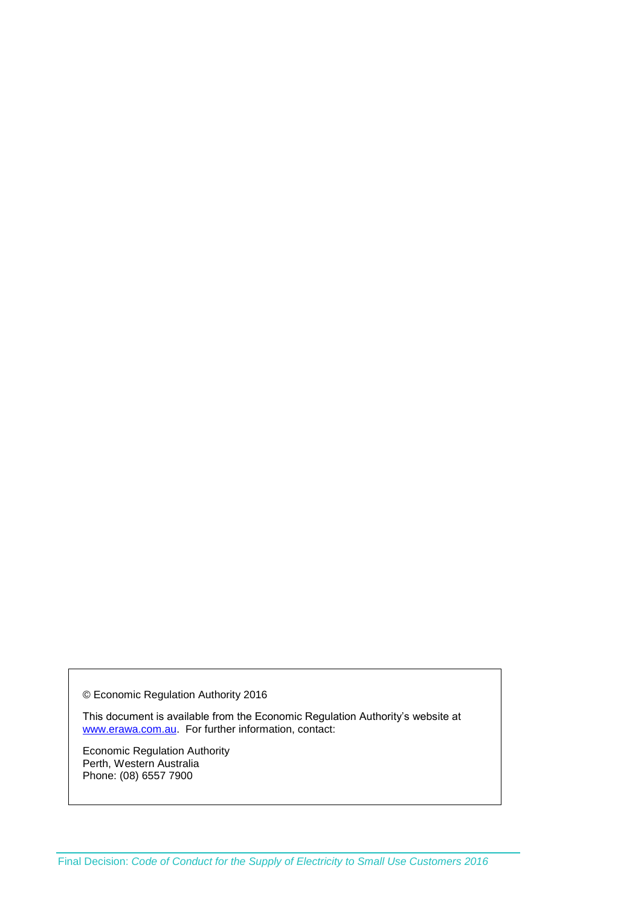© Economic Regulation Authority 2016

This document is available from the Economic Regulation Authority's website at [www.erawa.com.au](http://www.erawa.com.au). For further information, contact:

Economic Regulation Authority  
Perth, Western Australia  
Phone: (08) 6557 7900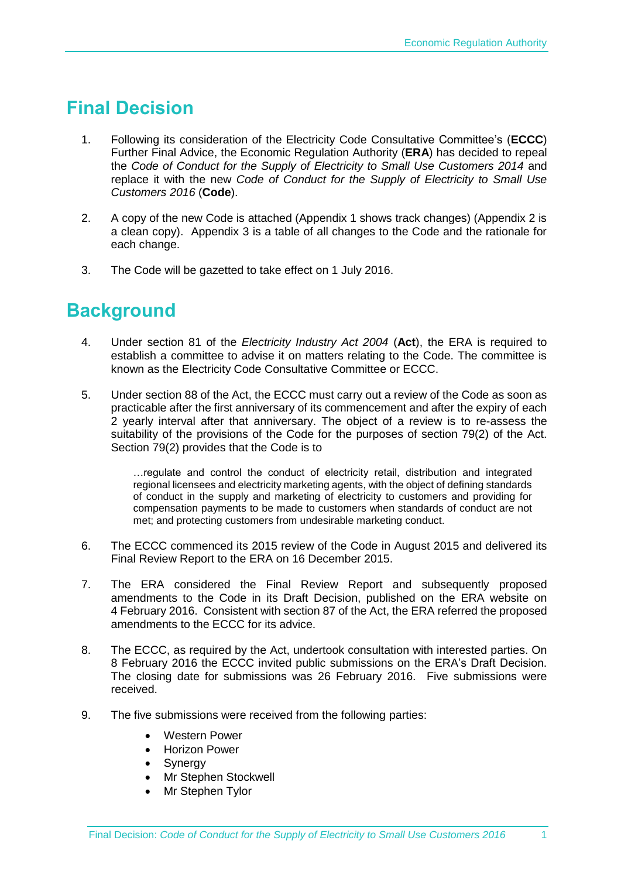# Final Decision

1. Following its consideration of the Electricity Code Consultative Committee's (**ECCC**) Further Final Advice, the Economic Regulation Authority (**ERA**) has decided to repeal the *Code of Conduct for the Supply of Electricity to Small Use Customers 2014* and replace it with the new *Code of Conduct for the Supply of Electricity to Small Use Customers 2016* (**Code**).

2. A copy of the new Code is attached (Appendix 1 shows track changes) (Appendix 2 is a clean copy). Appendix 3 is a table of all changes to the Code and the rationale for each change.

3. The Code will be gazetted to take effect on 1 July 2016.

# Background

4. Under section 81 of the *Electricity Industry Act 2004* (**Act**), the ERA is required to establish a committee to advise it on matters relating to the Code. The committee is known as the Electricity Code Consultative Committee or ECCC.

5. Under section 88 of the Act, the ECCC must carry out a review of the Code as soon as practicable after the first anniversary of its commencement and after the expiry of each 2 yearly interval after that anniversary. The object of a review is to re-assess the suitability of the provisions of the Code for the purposes of section 79(2) of the Act. Section 79(2) provides that the Code is to

   > …regulate and control the conduct of electricity retail, distribution and integrated regional licensees and electricity marketing agents, with the object of defining standards of conduct in the supply and marketing of electricity to customers and providing for compensation payments to be made to customers when standards of conduct are not met; and protecting customers from undesirable marketing conduct.

6. The ECCC commenced its 2015 review of the Code in August 2015 and delivered its Final Review Report to the ERA on 16 December 2015.

7. The ERA considered the Final Review Report and subsequently proposed amendments to the Code in its Draft Decision, published on the ERA website on 4 February 2016. Consistent with section 87 of the Act, the ERA referred the proposed amendments to the ECCC for its advice.

8. The ECCC, as required by the Act, undertook consultation with interested parties. On 8 February 2016 the ECCC invited public submissions on the ERA's Draft Decision. The closing date for submissions was 26 February 2016. Five submissions were received.

9. The five submissions were received from the following parties:

   - Western Power
   - Horizon Power
   - Synergy
   - Mr Stephen Stockwell
   - Mr Stephen Tylor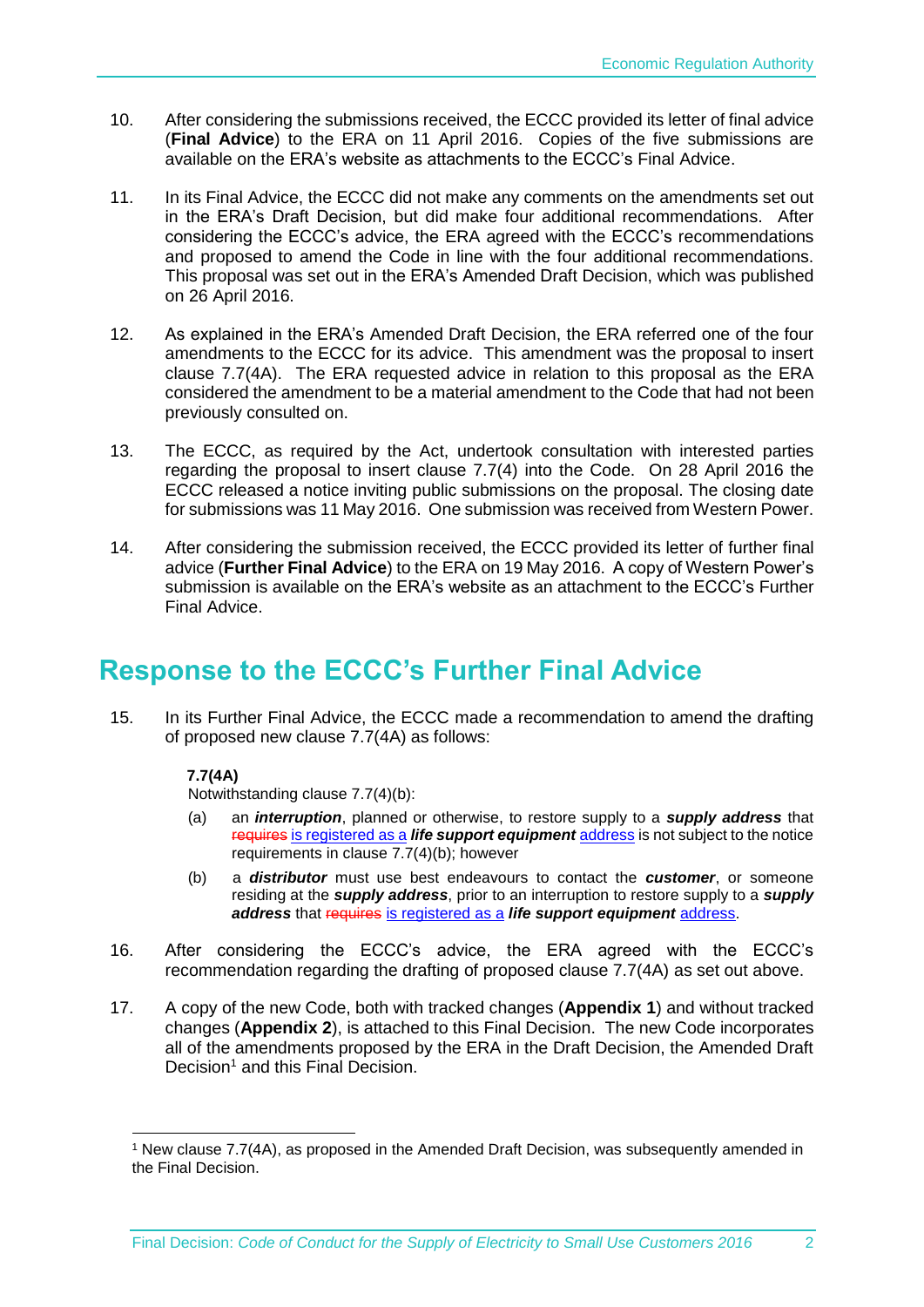10. After considering the submissions received, the ECCC provided its letter of final advice (**Final Advice**) to the ERA on 11 April 2016. Copies of the five submissions are available on the ERA's website as attachments to the ECCC's Final Advice.

11. In its Final Advice, the ECCC did not make any comments on the amendments set out in the ERA's Draft Decision, but did make four additional recommendations. After considering the ECCC's advice, the ERA agreed with the ECCC's recommendations and proposed to amend the Code in line with the four additional recommendations. This proposal was set out in the ERA's Amended Draft Decision, which was published on 26 April 2016.

12. As explained in the ERA's Amended Draft Decision, the ERA referred one of the four amendments to the ECCC for its advice. This amendment was the proposal to insert clause 7.7(4A). The ERA requested advice in relation to this proposal as the ERA considered the amendment to be a material amendment to the Code that had not been previously consulted on.

13. The ECCC, as required by the Act, undertook consultation with interested parties regarding the proposal to insert clause 7.7(4) into the Code. On 28 April 2016 the ECCC released a notice inviting public submissions on the proposal. The closing date for submissions was 11 May 2016. One submission was received from Western Power.

14. After considering the submission received, the ECCC provided its letter of further final advice (**Further Final Advice**) to the ERA on 19 May 2016. A copy of Western Power's submission is available on the ERA's website as an attachment to the ECCC's Further Final Advice.

## Response to the ECCC's Further Final Advice

15. In its Further Final Advice, the ECCC made a recommendation to amend the drafting of proposed new clause 7.7(4A) as follows:

    **7.7(4A)**

    Notwithstanding clause 7.7(4)(b):

    (a) an ***interruption***, planned or otherwise, to restore supply to a ***supply address*** that ~~requires~~ is registered as a ***life support equipment*** address is not subject to the notice requirements in clause 7.7(4)(b); however

    (b) a ***distributor*** must use best endeavours to contact the ***customer***, or someone residing at the ***supply address***, prior to an interruption to restore supply to a ***supply address*** that ~~requires~~ is registered as a ***life support equipment*** address.

16. After considering the ECCC's advice, the ERA agreed with the ECCC's recommendation regarding the drafting of proposed clause 7.7(4A) as set out above.

17. A copy of the new Code, both with tracked changes (**Appendix 1**) and without tracked changes (**Appendix 2**), is attached to this Final Decision. The new Code incorporates all of the amendments proposed by the ERA in the Draft Decision, the Amended Draft Decision[1] and this Final Decision.

[1] New clause 7.7(4A), as proposed in the Amended Draft Decision, was subsequently amended in the Final Decision.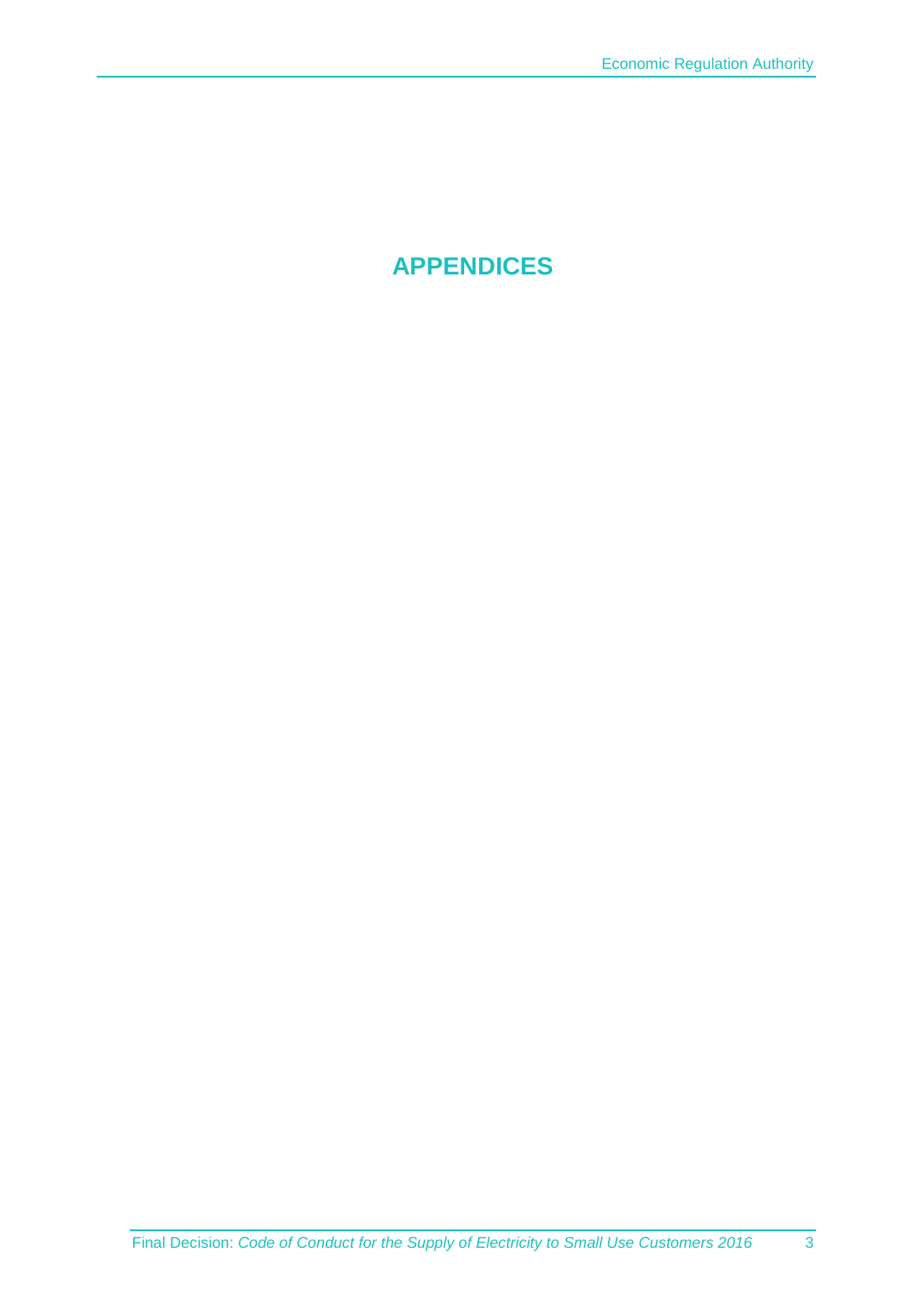# APPENDICES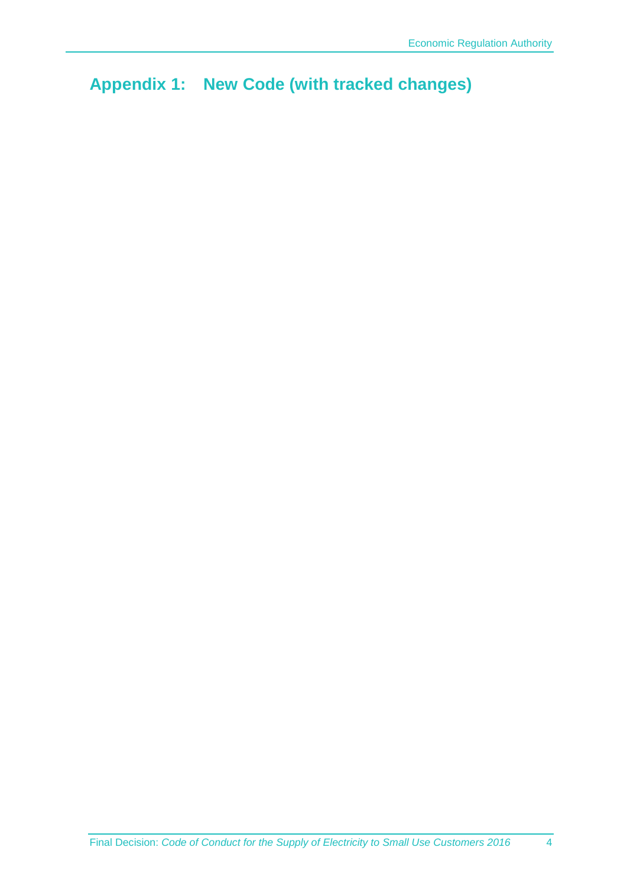# Appendix 1: New Code (with tracked changes)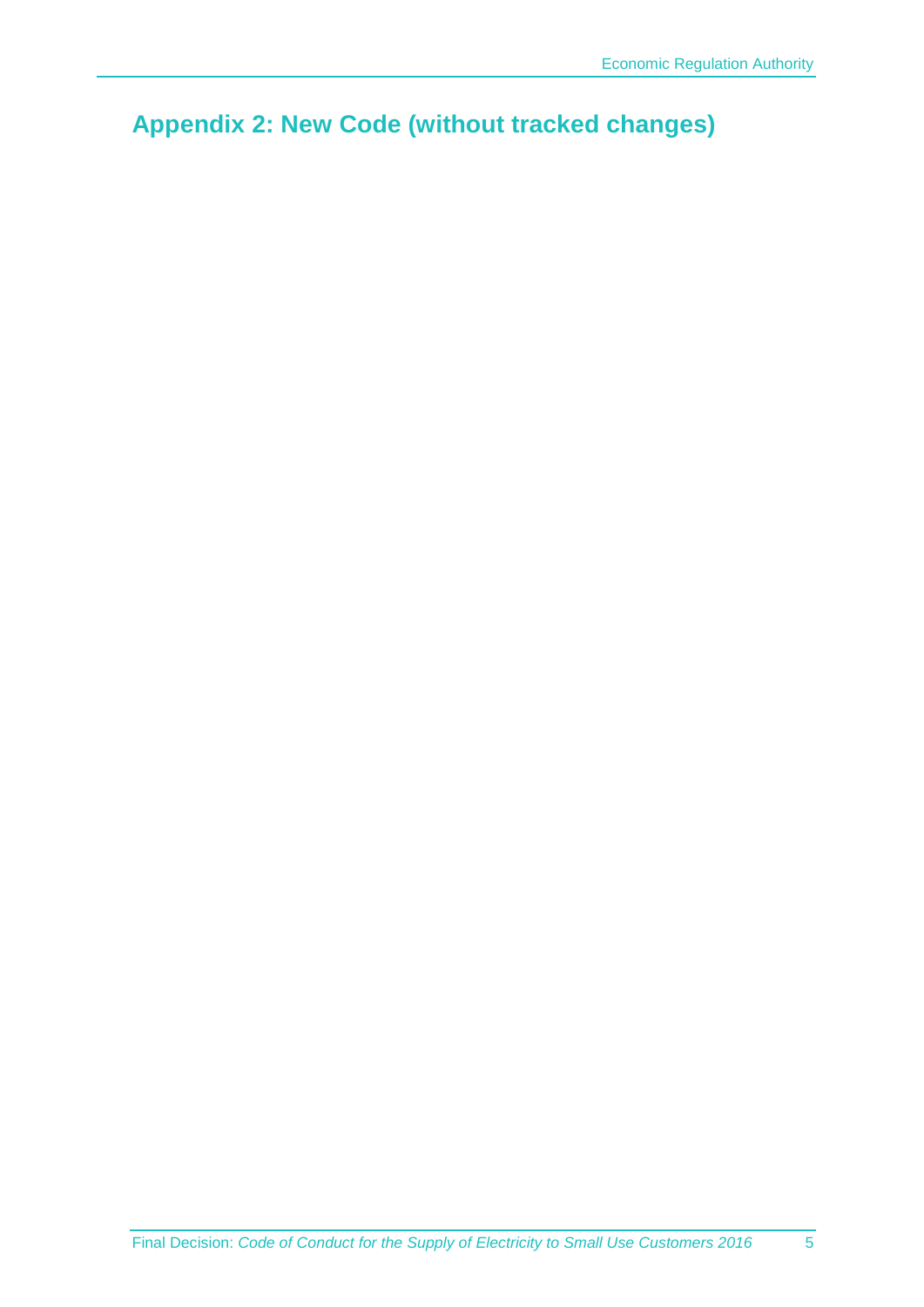# Appendix 2: New Code (without tracked changes)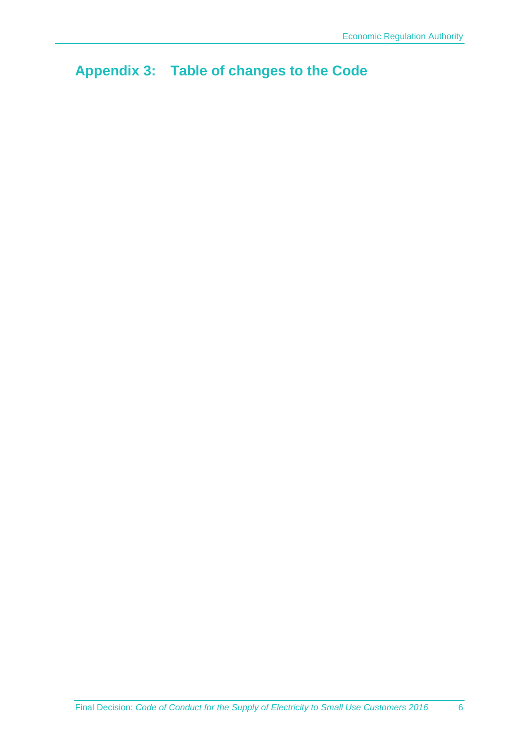# Appendix 3: Table of changes to the Code